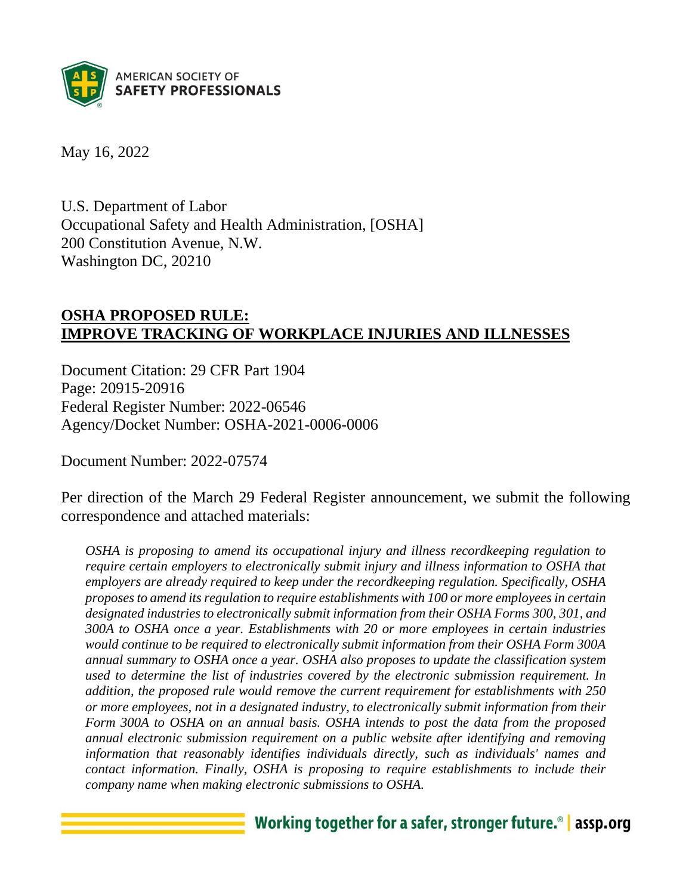AMERICAN SOCIETY OF
**SAFETY PROFESSIONALS**

May 16, 2022

U.S. Department of Labor
Occupational Safety and Health Administration, [OSHA]
200 Constitution Avenue, N.W.
Washington DC, 20210

## OSHA PROPOSED RULE: IMPROVE TRACKING OF WORKPLACE INJURIES AND ILLNESSES

Document Citation: 29 CFR Part 1904
Page: 20915-20916
Federal Register Number: 2022-06546
Agency/Docket Number: OSHA-2021-0006-0006

Document Number: 2022-07574

Per direction of the March 29 Federal Register announcement, we submit the following correspondence and attached materials:

> *OSHA is proposing to amend its occupational injury and illness recordkeeping regulation to require certain employers to electronically submit injury and illness information to OSHA that employers are already required to keep under the recordkeeping regulation. Specifically, OSHA proposes to amend its regulation to require establishments with 100 or more employees in certain designated industries to electronically submit information from their OSHA Forms 300, 301, and 300A to OSHA once a year. Establishments with 20 or more employees in certain industries would continue to be required to electronically submit information from their OSHA Form 300A annual summary to OSHA once a year. OSHA also proposes to update the classification system used to determine the list of industries covered by the electronic submission requirement. In addition, the proposed rule would remove the current requirement for establishments with 250 or more employees, not in a designated industry, to electronically submit information from their Form 300A to OSHA on an annual basis. OSHA intends to post the data from the proposed annual electronic submission requirement on a public website after identifying and removing information that reasonably identifies individuals directly, such as individuals' names and contact information. Finally, OSHA is proposing to require establishments to include their company name when making electronic submissions to OSHA.*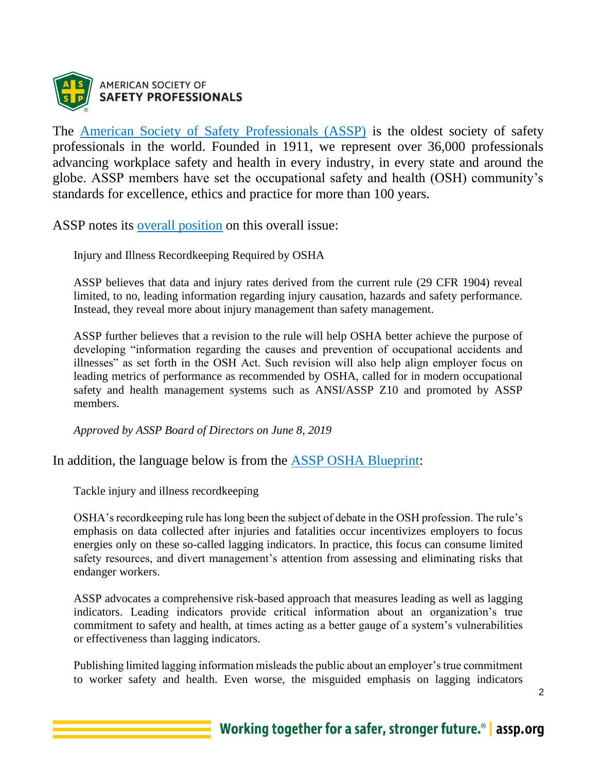The [American Society of Safety Professionals (ASSP)](https://www.assp.org) is the oldest society of safety professionals in the world. Founded in 1911, we represent over 36,000 professionals advancing workplace safety and health in every industry, in every state and around the globe. ASSP members have set the occupational safety and health (OSH) community's standards for excellence, ethics and practice for more than 100 years.

ASSP notes its [overall position](#) on this overall issue:

> Injury and Illness Recordkeeping Required by OSHA
>
> ASSP believes that data and injury rates derived from the current rule (29 CFR 1904) reveal limited, to no, leading information regarding injury causation, hazards and safety performance. Instead, they reveal more about injury management than safety management.
>
> ASSP further believes that a revision to the rule will help OSHA better achieve the purpose of developing "information regarding the causes and prevention of occupational accidents and illnesses" as set forth in the OSH Act. Such revision will also help align employer focus on leading metrics of performance as recommended by OSHA, called for in modern occupational safety and health management systems such as ANSI/ASSP Z10 and promoted by ASSP members.
>
> *Approved by ASSP Board of Directors on June 8, 2019*

In addition, the language below is from the [ASSP OSHA Blueprint](#):

> Tackle injury and illness recordkeeping
>
> OSHA's recordkeeping rule has long been the subject of debate in the OSH profession. The rule's emphasis on data collected after injuries and fatalities occur incentivizes employers to focus energies only on these so-called lagging indicators. In practice, this focus can consume limited safety resources, and divert management's attention from assessing and eliminating risks that endanger workers.
>
> ASSP advocates a comprehensive risk-based approach that measures leading as well as lagging indicators. Leading indicators provide critical information about an organization's true commitment to safety and health, at times acting as a better gauge of a system's vulnerabilities or effectiveness than lagging indicators.
>
> Publishing limited lagging information misleads the public about an employer's true commitment to worker safety and health. Even worse, the misguided emphasis on lagging indicators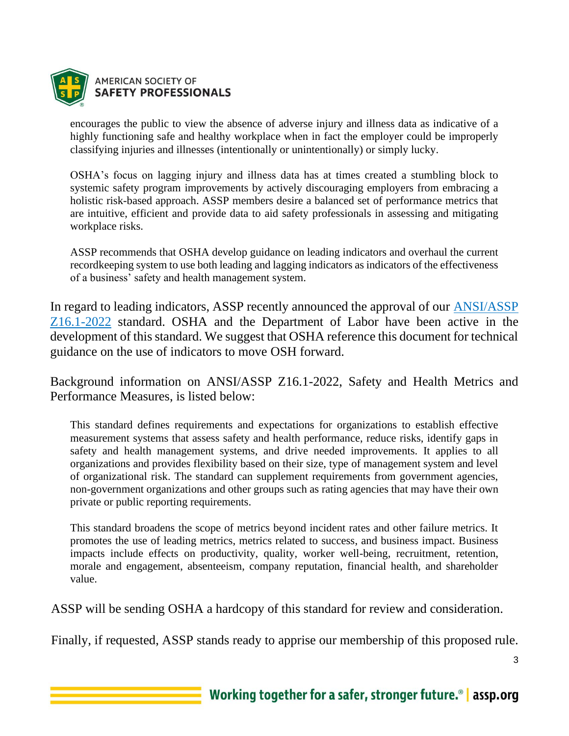encourages the public to view the absence of adverse injury and illness data as indicative of a highly functioning safe and healthy workplace when in fact the employer could be improperly classifying injuries and illnesses (intentionally or unintentionally) or simply lucky.

> OSHA's focus on lagging injury and illness data has at times created a stumbling block to systemic safety program improvements by actively discouraging employers from embracing a holistic risk-based approach. ASSP members desire a balanced set of performance metrics that are intuitive, efficient and provide data to aid safety professionals in assessing and mitigating workplace risks.
>
> ASSP recommends that OSHA develop guidance on leading indicators and overhaul the current recordkeeping system to use both leading and lagging indicators as indicators of the effectiveness of a business' safety and health management system.

In regard to leading indicators, ASSP recently announced the approval of our [ANSI/ASSP Z16.1-2022]() standard. OSHA and the Department of Labor have been active in the development of this standard. We suggest that OSHA reference this document for technical guidance on the use of indicators to move OSH forward.

Background information on ANSI/ASSP Z16.1-2022, Safety and Health Metrics and Performance Measures, is listed below:

> This standard defines requirements and expectations for organizations to establish effective measurement systems that assess safety and health performance, reduce risks, identify gaps in safety and health management systems, and drive needed improvements. It applies to all organizations and provides flexibility based on their size, type of management system and level of organizational risk. The standard can supplement requirements from government agencies, non-government organizations and other groups such as rating agencies that may have their own private or public reporting requirements.
>
> This standard broadens the scope of metrics beyond incident rates and other failure metrics. It promotes the use of leading metrics, metrics related to success, and business impact. Business impacts include effects on productivity, quality, worker well-being, recruitment, retention, morale and engagement, absenteeism, company reputation, financial health, and shareholder value.

ASSP will be sending OSHA a hardcopy of this standard for review and consideration.

Finally, if requested, ASSP stands ready to apprise our membership of this proposed rule.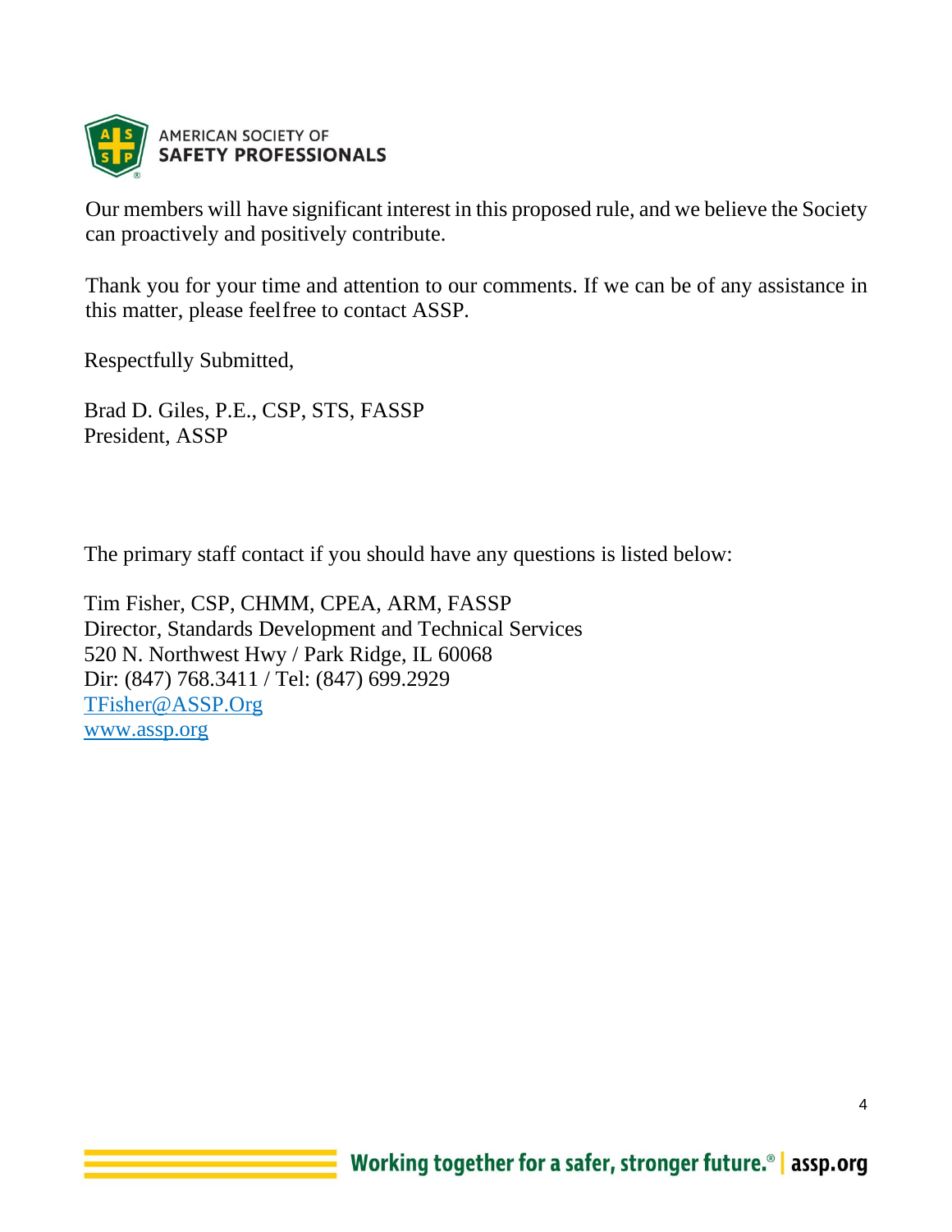Our members will have significant interest in this proposed rule, and we believe the Society can proactively and positively contribute.

Thank you for your time and attention to our comments. If we can be of any assistance in this matter, please feelfree to contact ASSP.

Respectfully Submitted,

Brad D. Giles, P.E., CSP, STS, FASSP
President, ASSP

The primary staff contact if you should have any questions is listed below:

Tim Fisher, CSP, CHMM, CPEA, ARM, FASSP
Director, Standards Development and Technical Services
520 N. Northwest Hwy / Park Ridge, IL 60068
Dir: (847) 768.3411 / Tel: (847) 699.2929
TFisher@ASSP.Org
www.assp.org